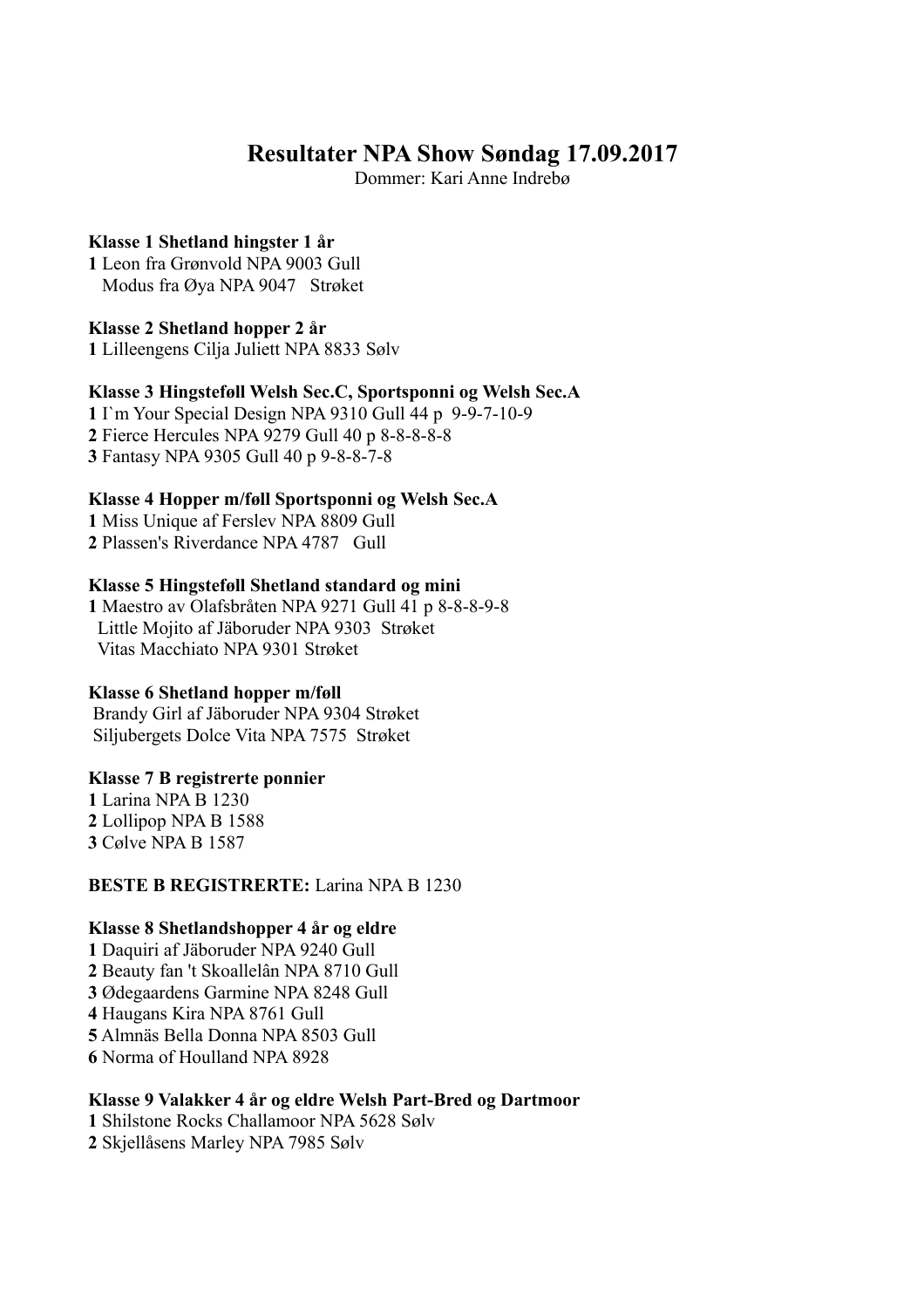# Resultater NPA Show Søndag 17.09.2017

Dommer: Kari Anne Indrebø

**Klasse 1 Shetland hingster 1 år**

**1** Leon fra Grønvold NPA 9003 Gull
Modus fra Øya NPA 9047 Strøket

**Klasse 2 Shetland hopper 2 år**

**1** Lilleengens Cilja Juliett NPA 8833 Sølv

**Klasse 3 Hingsteføll Welsh Sec.C, Sportsponni og Welsh Sec.A**

**1** I`m Your Special Design NPA 9310 Gull 44 p 9-9-7-10-9
**2** Fierce Hercules NPA 9279 Gull 40 p 8-8-8-8-8
**3** Fantasy NPA 9305 Gull 40 p 9-8-8-7-8

**Klasse 4 Hopper m/føll Sportsponni og Welsh Sec.A**

**1** Miss Unique af Ferslev NPA 8809 Gull
**2** Plassen's Riverdance NPA 4787 Gull

**Klasse 5 Hingsteføll Shetland standard og mini**

**1** Maestro av Olafsbråten NPA 9271 Gull 41 p 8-8-8-9-8
Little Mojito af Jäboruder NPA 9303 Strøket
Vitas Macchiato NPA 9301 Strøket

**Klasse 6 Shetland hopper m/føll**

Brandy Girl af Jäboruder NPA 9304 Strøket
Siljubergets Dolce Vita NPA 7575 Strøket

**Klasse 7 B registrerte ponnier**

**1** Larina NPA B 1230
**2** Lollipop NPA B 1588
**3** Cølve NPA B 1587

**BESTE B REGISTRERTE:** Larina NPA B 1230

**Klasse 8 Shetlandshopper 4 år og eldre**

**1** Daquiri af Jäboruder NPA 9240 Gull
**2** Beauty fan 't Skoallelân NPA 8710 Gull
**3** Ødegaardens Garmine NPA 8248 Gull
**4** Haugans Kira NPA 8761 Gull
**5** Almnäs Bella Donna NPA 8503 Gull
**6** Norma of Houlland NPA 8928

**Klasse 9 Valakker 4 år og eldre Welsh Part-Bred og Dartmoor**

**1** Shilstone Rocks Challamoor NPA 5628 Sølv
**2** Skjellåsens Marley NPA 7985 Sølv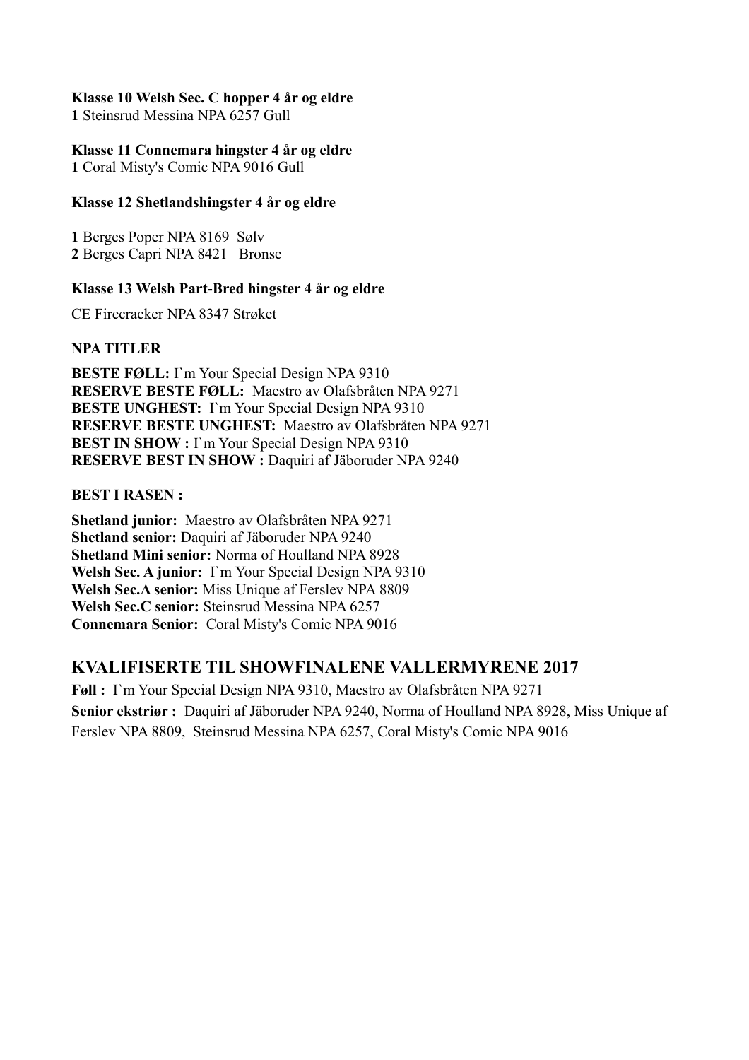**Klasse 10 Welsh Sec. C hopper 4 år og eldre**
**1** Steinsrud Messina NPA 6257 Gull

**Klasse 11 Connemara hingster 4 år og eldre**
**1** Coral Misty's Comic NPA 9016 Gull

**Klasse 12 Shetlandshingster 4 år og eldre**

**1** Berges Poper NPA 8169 Sølv
**2** Berges Capri NPA 8421 Bronse

**Klasse 13 Welsh Part-Bred hingster 4 år og eldre**

CE Firecracker NPA 8347 Strøket

**NPA TITLER**

**BESTE FØLL:** I`m Your Special Design NPA 9310
**RESERVE BESTE FØLL:** Maestro av Olafsbråten NPA 9271
**BESTE UNGHEST:** I`m Your Special Design NPA 9310
**RESERVE BESTE UNGHEST:** Maestro av Olafsbråten NPA 9271
**BEST IN SHOW :** I`m Your Special Design NPA 9310
**RESERVE BEST IN SHOW :** Daquiri af Jäboruder NPA 9240

**BEST I RASEN :**

**Shetland junior:** Maestro av Olafsbråten NPA 9271
**Shetland senior:** Daquiri af Jäboruder NPA 9240
**Shetland Mini senior:** Norma of Houlland NPA 8928
**Welsh Sec. A junior:** I`m Your Special Design NPA 9310
**Welsh Sec.A senior:** Miss Unique af Ferslev NPA 8809
**Welsh Sec.C senior:** Steinsrud Messina NPA 6257
**Connemara Senior:** Coral Misty's Comic NPA 9016

## KVALIFISERTE TIL SHOWFINALENE VALLERMYRENE 2017

**Føll :** I`m Your Special Design NPA 9310, Maestro av Olafsbråten NPA 9271
**Senior ekstriør :** Daquiri af Jäboruder NPA 9240, Norma of Houlland NPA 8928, Miss Unique af Ferslev NPA 8809, Steinsrud Messina NPA 6257, Coral Misty's Comic NPA 9016